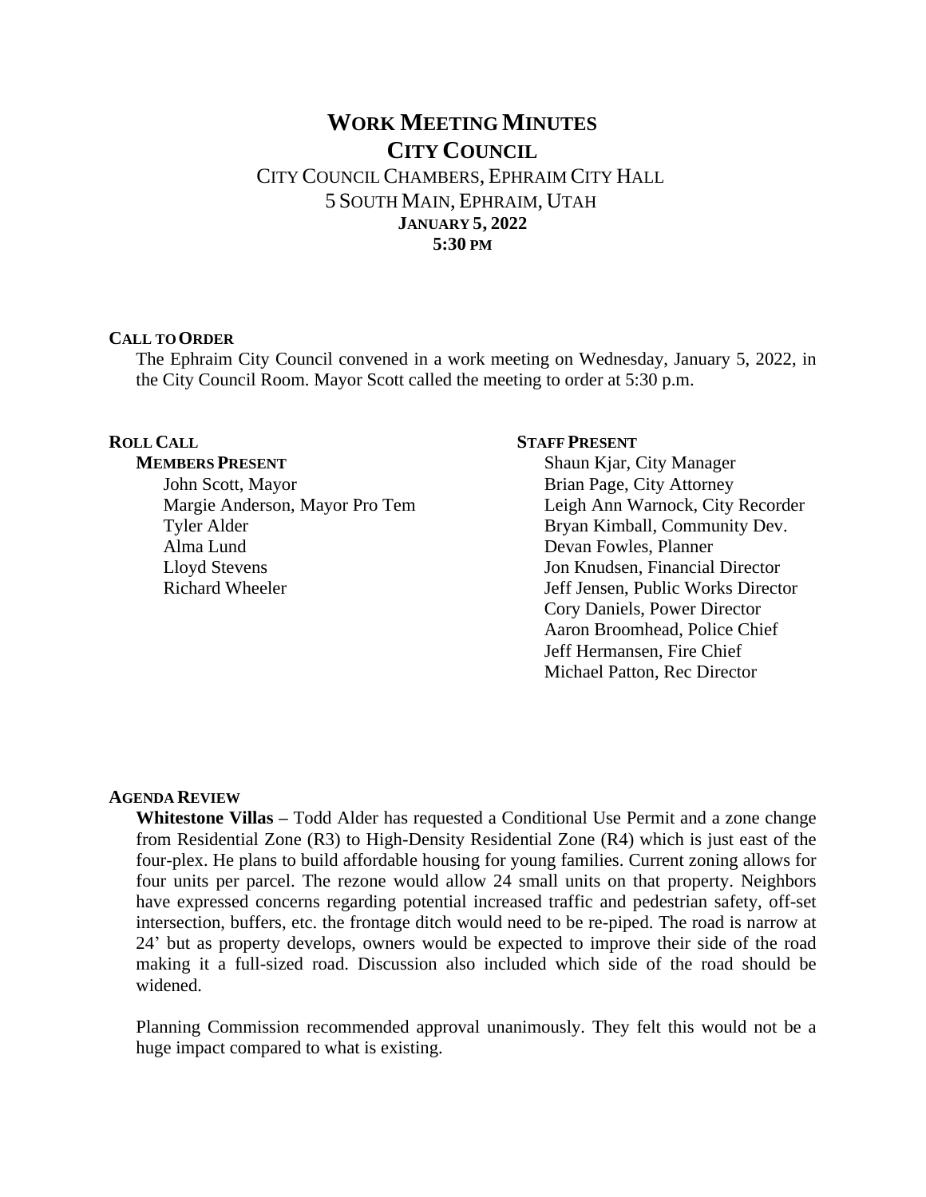# WORK MEETING MINUTES
## CITY COUNCIL

CITY COUNCIL CHAMBERS, EPHRAIM CITY HALL
5 SOUTH MAIN, EPHRAIM, UTAH
**JANUARY 5, 2022**
**5:30 PM**

### CALL TO ORDER

The Ephraim City Council convened in a work meeting on Wednesday, January 5, 2022, in the City Council Room. Mayor Scott called the meeting to order at 5:30 p.m.

### ROLL CALL

**MEMBERS PRESENT**

John Scott, Mayor
Margie Anderson, Mayor Pro Tem
Tyler Alder
Alma Lund
Lloyd Stevens
Richard Wheeler

### STAFF PRESENT

Shaun Kjar, City Manager
Brian Page, City Attorney
Leigh Ann Warnock, City Recorder
Bryan Kimball, Community Dev.
Devan Fowles, Planner
Jon Knudsen, Financial Director
Jeff Jensen, Public Works Director
Cory Daniels, Power Director
Aaron Broomhead, Police Chief
Jeff Hermansen, Fire Chief
Michael Patton, Rec Director

### AGENDA REVIEW

**Whitestone Villas –** Todd Alder has requested a Conditional Use Permit and a zone change from Residential Zone (R3) to High-Density Residential Zone (R4) which is just east of the four-plex. He plans to build affordable housing for young families. Current zoning allows for four units per parcel. The rezone would allow 24 small units on that property. Neighbors have expressed concerns regarding potential increased traffic and pedestrian safety, off-set intersection, buffers, etc. the frontage ditch would need to be re-piped. The road is narrow at 24' but as property develops, owners would be expected to improve their side of the road making it a full-sized road. Discussion also included which side of the road should be widened.

Planning Commission recommended approval unanimously. They felt this would not be a huge impact compared to what is existing.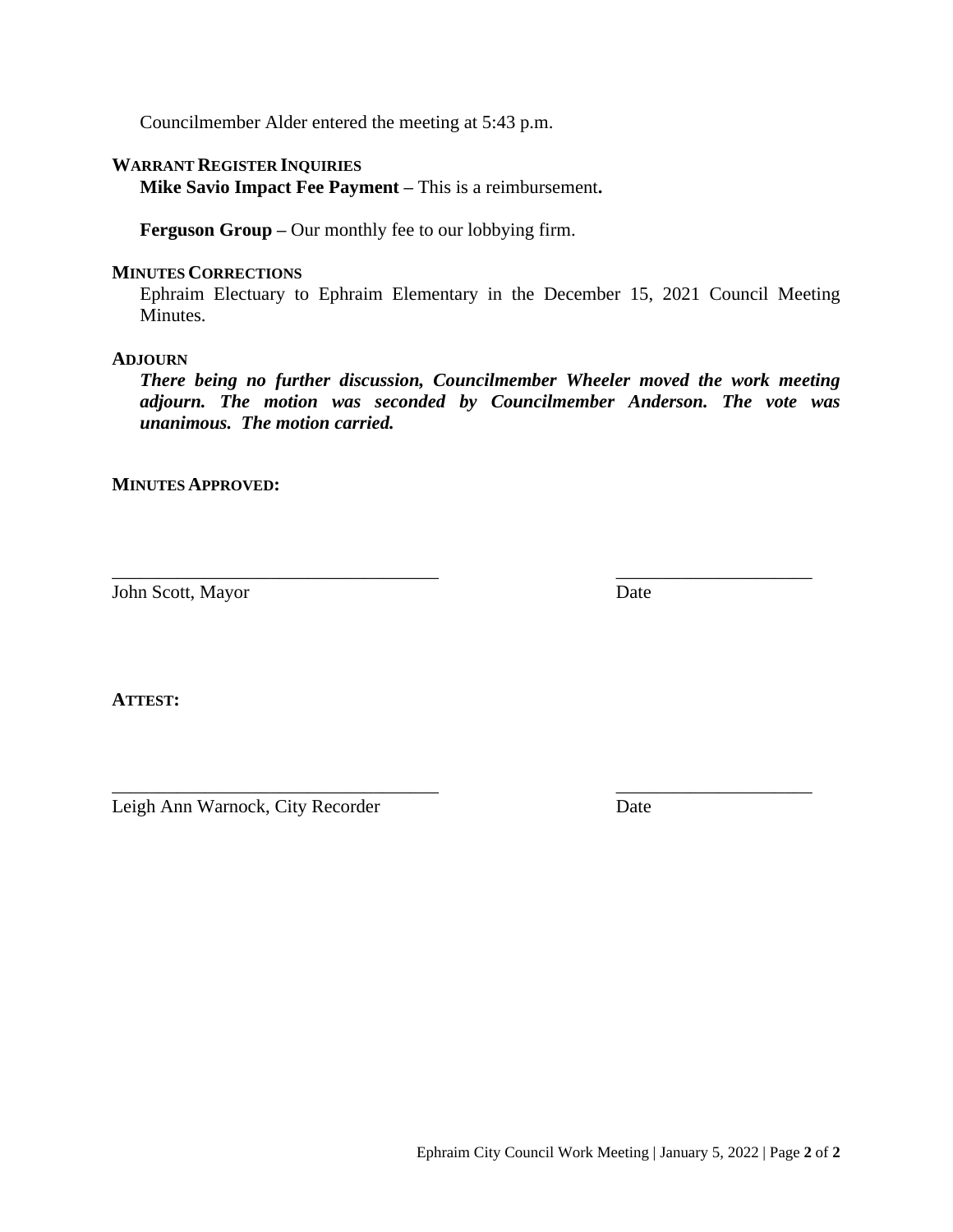Councilmember Alder entered the meeting at 5:43 p.m.

**WARRANT REGISTER INQUIRIES**

**Mike Savio Impact Fee Payment –** This is a reimbursement**.**

**Ferguson Group –** Our monthly fee to our lobbying firm.

**MINUTES CORRECTIONS**

Ephraim Electuary to Ephraim Elementary in the December 15, 2021 Council Meeting Minutes.

**ADJOURN**

***There being no further discussion, Councilmember Wheeler moved the work meeting adjourn. The motion was seconded by Councilmember Anderson. The vote was unanimous. The motion carried.***

**MINUTES APPROVED:**

\_\_\_\_\_\_\_\_\_\_\_\_\_\_\_\_\_\_\_\_\_\_\_\_\_\_\_\_\_\_\_\_\_\_\_ \_\_\_\_\_\_\_\_\_\_\_\_\_\_\_\_\_\_\_\_\_

John Scott, Mayor Date

**ATTEST:**

\_\_\_\_\_\_\_\_\_\_\_\_\_\_\_\_\_\_\_\_\_\_\_\_\_\_\_\_\_\_\_\_\_\_\_ \_\_\_\_\_\_\_\_\_\_\_\_\_\_\_\_\_\_\_\_\_

Leigh Ann Warnock, City Recorder Date